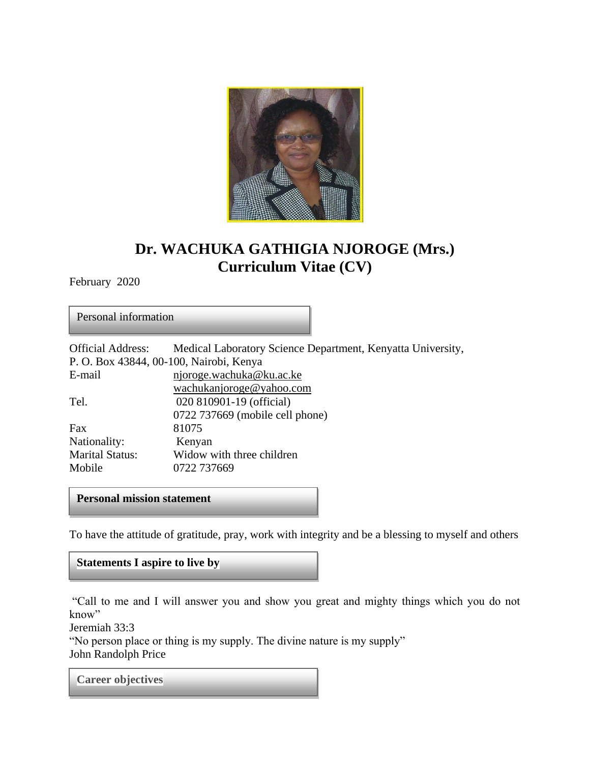# Dr. WACHUKA GATHIGIA NJOROGE (Mrs.)
# Curriculum Vitae (CV)

February 2020

## Personal information

Official Address: Medical Laboratory Science Department, Kenyatta University, P. O. Box 43844, 00-100, Nairobi, Kenya

| | |
|---|---|
| E-mail | njoroge.wachuka@ku.ac.ke |
| | wachukanjoroge@yahoo.com |
| Tel. | 020 810901-19 (official) |
| | 0722 737669 (mobile cell phone) |
| Fax | 81075 |
| Nationality: | Kenyan |
| Marital Status: | Widow with three children |
| Mobile | 0722 737669 |

## Personal mission statement

To have the attitude of gratitude, pray, work with integrity and be a blessing to myself and others

## Statements I aspire to live by

"Call to me and I will answer you and show you great and mighty things which you do not know"
Jeremiah 33:3
"No person place or thing is my supply. The divine nature is my supply"
John Randolph Price

## Career objectives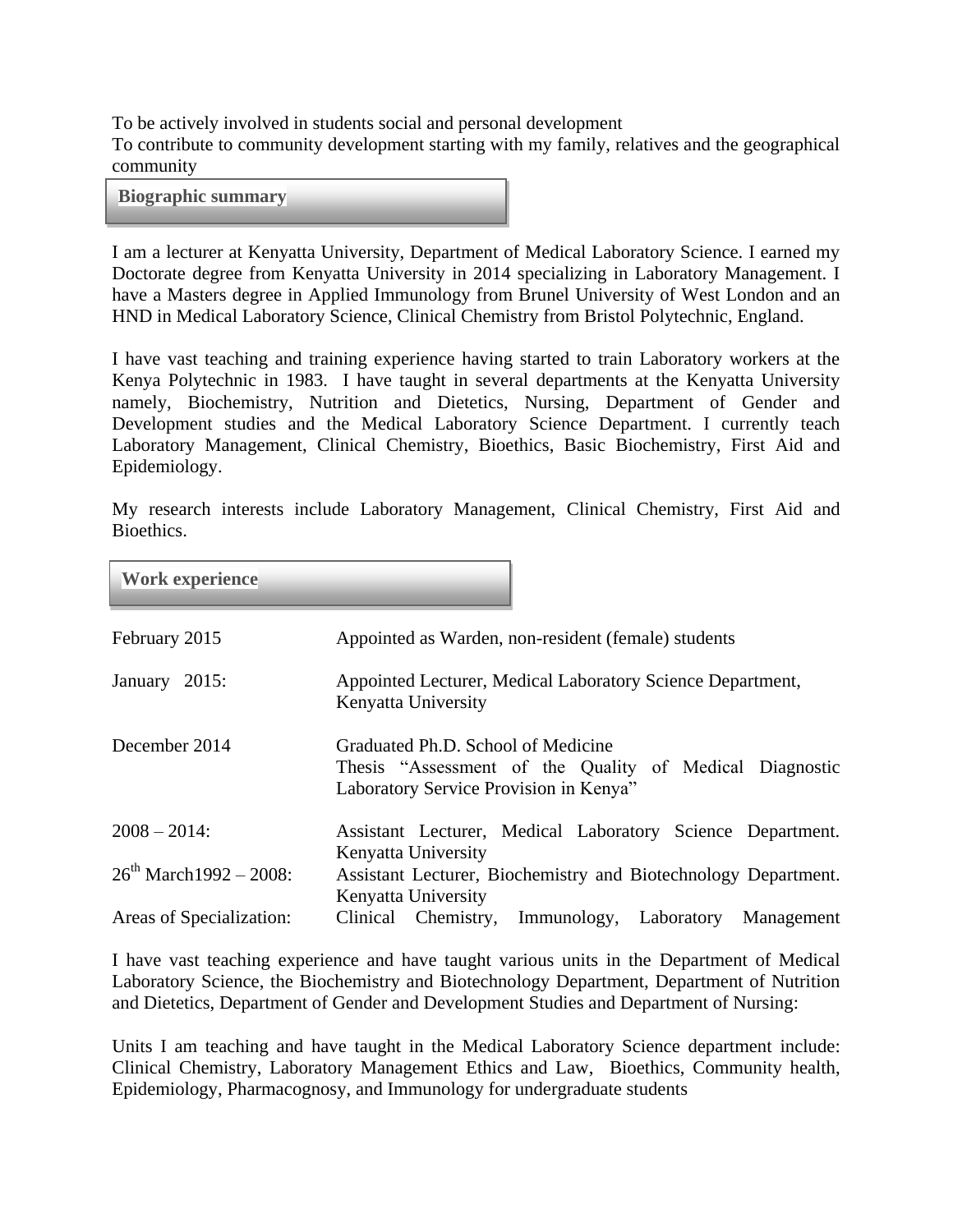To be actively involved in students social and personal development
To contribute to community development starting with my family, relatives and the geographical community

## Biographic summary

I am a lecturer at Kenyatta University, Department of Medical Laboratory Science. I earned my Doctorate degree from Kenyatta University in 2014 specializing in Laboratory Management. I have a Masters degree in Applied Immunology from Brunel University of West London and an HND in Medical Laboratory Science, Clinical Chemistry from Bristol Polytechnic, England.

I have vast teaching and training experience having started to train Laboratory workers at the Kenya Polytechnic in 1983. I have taught in several departments at the Kenyatta University namely, Biochemistry, Nutrition and Dietetics, Nursing, Department of Gender and Development studies and the Medical Laboratory Science Department. I currently teach Laboratory Management, Clinical Chemistry, Bioethics, Basic Biochemistry, First Aid and Epidemiology.

My research interests include Laboratory Management, Clinical Chemistry, First Aid and Bioethics.

## Work experience

| | |
|---|---|
| February 2015 | Appointed as Warden, non-resident (female) students |
| January 2015: | Appointed Lecturer, Medical Laboratory Science Department, Kenyatta University |
| December 2014 | Graduated Ph.D. School of Medicine<br>Thesis "Assessment of the Quality of Medical Diagnostic Laboratory Service Provision in Kenya" |
| 2008 – 2014: | Assistant Lecturer, Medical Laboratory Science Department. Kenyatta University |
| 26th March1992 – 2008: | Assistant Lecturer, Biochemistry and Biotechnology Department. Kenyatta University |
| Areas of Specialization: | Clinical Chemistry, Immunology, Laboratory Management |

I have vast teaching experience and have taught various units in the Department of Medical Laboratory Science, the Biochemistry and Biotechnology Department, Department of Nutrition and Dietetics, Department of Gender and Development Studies and Department of Nursing:

Units I am teaching and have taught in the Medical Laboratory Science department include: Clinical Chemistry, Laboratory Management Ethics and Law, Bioethics, Community health, Epidemiology, Pharmacognosy, and Immunology for undergraduate students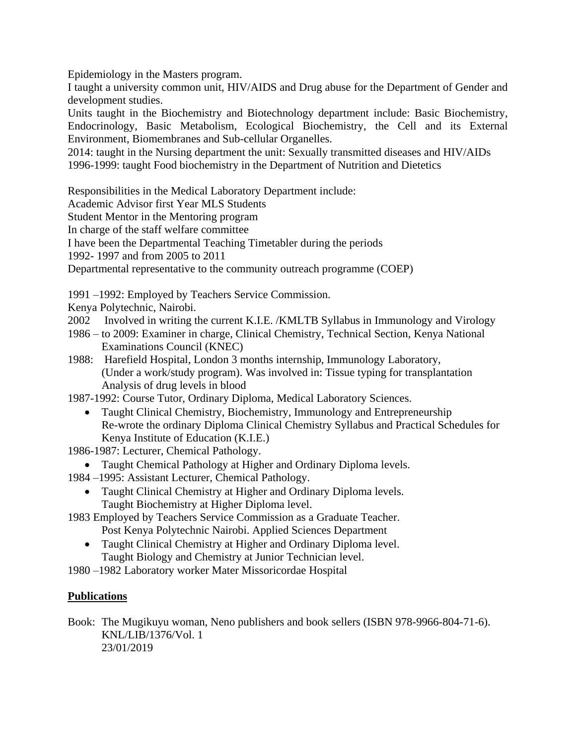Epidemiology in the Masters program.

I taught a university common unit, HIV/AIDS and Drug abuse for the Department of Gender and development studies.

Units taught in the Biochemistry and Biotechnology department include: Basic Biochemistry, Endocrinology, Basic Metabolism, Ecological Biochemistry, the Cell and its External Environment, Biomembranes and Sub-cellular Organelles.

2014: taught in the Nursing department the unit: Sexually transmitted diseases and HIV/AIDs

1996-1999: taught Food biochemistry in the Department of Nutrition and Dietetics

Responsibilities in the Medical Laboratory Department include:

Academic Advisor first Year MLS Students

Student Mentor in the Mentoring program

In charge of the staff welfare committee

I have been the Departmental Teaching Timetabler during the periods

1992- 1997 and from 2005 to 2011

Departmental representative to the community outreach programme (COEP)

1991 –1992: Employed by Teachers Service Commission.

Kenya Polytechnic, Nairobi.

2002 Involved in writing the current K.I.E. /KMLTB Syllabus in Immunology and Virology

1986 – to 2009: Examiner in charge, Clinical Chemistry, Technical Section, Kenya National Examinations Council (KNEC)

1988: Harefield Hospital, London 3 months internship, Immunology Laboratory, (Under a work/study program). Was involved in: Tissue typing for transplantation Analysis of drug levels in blood

1987-1992: Course Tutor, Ordinary Diploma, Medical Laboratory Sciences.

- Taught Clinical Chemistry, Biochemistry, Immunology and Entrepreneurship Re-wrote the ordinary Diploma Clinical Chemistry Syllabus and Practical Schedules for Kenya Institute of Education (K.I.E.)

1986-1987: Lecturer, Chemical Pathology.

- Taught Chemical Pathology at Higher and Ordinary Diploma levels.

1984 –1995: Assistant Lecturer, Chemical Pathology.

- Taught Clinical Chemistry at Higher and Ordinary Diploma levels. Taught Biochemistry at Higher Diploma level.

1983 Employed by Teachers Service Commission as a Graduate Teacher. Post Kenya Polytechnic Nairobi. Applied Sciences Department

- Taught Clinical Chemistry at Higher and Ordinary Diploma level. Taught Biology and Chemistry at Junior Technician level.

1980 –1982 Laboratory worker Mater Missoricordae Hospital

## Publications

Book: The Mugikuyu woman, Neno publishers and book sellers (ISBN 978-9966-804-71-6). KNL/LIB/1376/Vol. 1
23/01/2019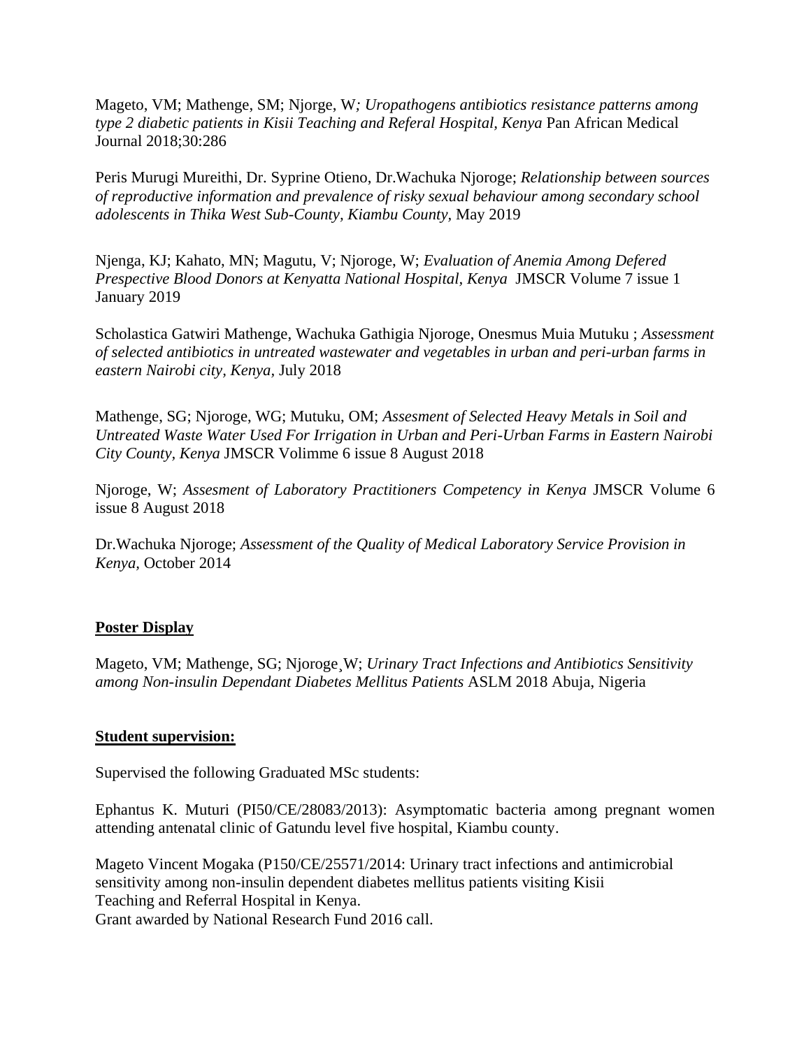Mageto, VM; Mathenge, SM; Njorge, W*; Uropathogens antibiotics resistance patterns among type 2 diabetic patients in Kisii Teaching and Referal Hospital, Kenya* Pan African Medical Journal 2018;30:286

Peris Murugi Mureithi, Dr. Syprine Otieno, Dr.Wachuka Njoroge; *Relationship between sources of reproductive information and prevalence of risky sexual behaviour among secondary school adolescents in Thika West Sub-County, Kiambu County,* May 2019

Njenga, KJ; Kahato, MN; Magutu, V; Njoroge, W; *Evaluation of Anemia Among Defered Prespective Blood Donors at Kenyatta National Hospital, Kenya* JMSCR Volume 7 issue 1 January 2019

Scholastica Gatwiri Mathenge, Wachuka Gathigia Njoroge, Onesmus Muia Mutuku ; *Assessment of selected antibiotics in untreated wastewater and vegetables in urban and peri-urban farms in eastern Nairobi city, Kenya,* July 2018

Mathenge, SG; Njoroge, WG; Mutuku, OM; *Assesment of Selected Heavy Metals in Soil and Untreated Waste Water Used For Irrigation in Urban and Peri-Urban Farms in Eastern Nairobi City County, Kenya* JMSCR Volimme 6 issue 8 August 2018

Njoroge, W; *Assesment of Laboratory Practitioners Competency in Kenya* JMSCR Volume 6 issue 8 August 2018

Dr.Wachuka Njoroge; *Assessment of the Quality of Medical Laboratory Service Provision in Kenya,* October 2014

**Poster Display**

Mageto, VM; Mathenge, SG; Njoroge¸W; *Urinary Tract Infections and Antibiotics Sensitivity among Non-insulin Dependant Diabetes Mellitus Patients* ASLM 2018 Abuja, Nigeria

**Student supervision:**

Supervised the following Graduated MSc students:

Ephantus K. Muturi (PI50/CE/28083/2013): Asymptomatic bacteria among pregnant women attending antenatal clinic of Gatundu level five hospital, Kiambu county.

Mageto Vincent Mogaka (P150/CE/25571/2014: Urinary tract infections and antimicrobial sensitivity among non-insulin dependent diabetes mellitus patients visiting Kisii Teaching and Referral Hospital in Kenya.
Grant awarded by National Research Fund 2016 call.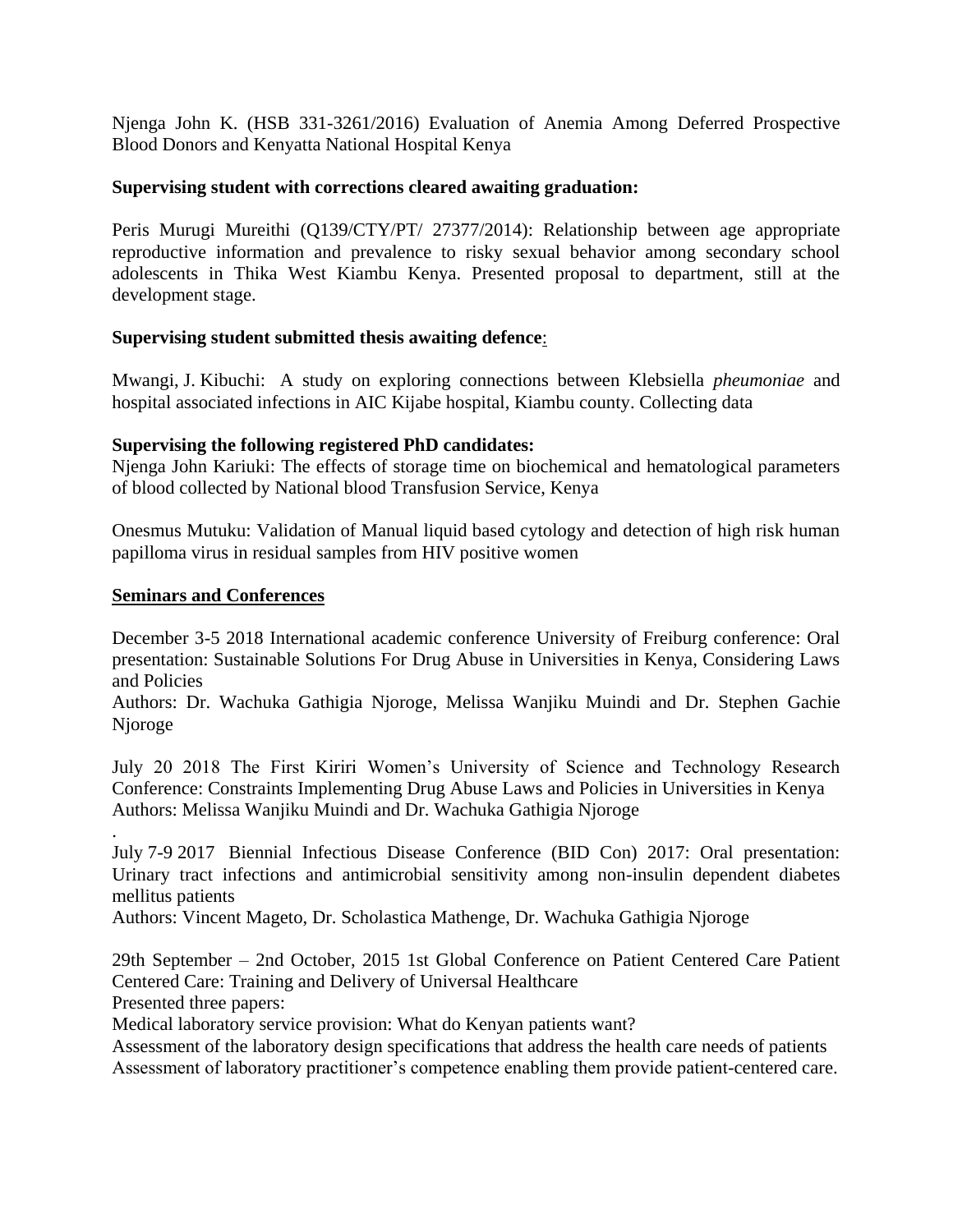Njenga John K. (HSB 331-3261/2016) Evaluation of Anemia Among Deferred Prospective Blood Donors and Kenyatta National Hospital Kenya

**Supervising student with corrections cleared awaiting graduation:**

Peris Murugi Mureithi (Q139/CTY/PT/ 27377/2014): Relationship between age appropriate reproductive information and prevalence to risky sexual behavior among secondary school adolescents in Thika West Kiambu Kenya. Presented proposal to department, still at the development stage.

**Supervising student submitted thesis awaiting defence**:

Mwangi, J. Kibuchi: A study on exploring connections between Klebsiella *pheumoniae* and hospital associated infections in AIC Kijabe hospital, Kiambu county. Collecting data

**Supervising the following registered PhD candidates:**

Njenga John Kariuki: The effects of storage time on biochemical and hematological parameters of blood collected by National blood Transfusion Service, Kenya

Onesmus Mutuku: Validation of Manual liquid based cytology and detection of high risk human papilloma virus in residual samples from HIV positive women

**<u>Seminars and Conferences</u>**

December 3-5 2018 International academic conference University of Freiburg conference: Oral presentation: Sustainable Solutions For Drug Abuse in Universities in Kenya, Considering Laws and Policies
Authors: Dr. Wachuka Gathigia Njoroge, Melissa Wanjiku Muindi and Dr. Stephen Gachie Njoroge

July 20 2018 The First Kiriri Women's University of Science and Technology Research Conference: Constraints Implementing Drug Abuse Laws and Policies in Universities in Kenya
Authors: Melissa Wanjiku Muindi and Dr. Wachuka Gathigia Njoroge

.
July 7-9 2017 Biennial Infectious Disease Conference (BID Con) 2017: Oral presentation: Urinary tract infections and antimicrobial sensitivity among non-insulin dependent diabetes mellitus patients
Authors: Vincent Mageto, Dr. Scholastica Mathenge, Dr. Wachuka Gathigia Njoroge

29th September – 2nd October, 2015 1st Global Conference on Patient Centered Care Patient Centered Care: Training and Delivery of Universal Healthcare
Presented three papers:
Medical laboratory service provision: What do Kenyan patients want?
Assessment of the laboratory design specifications that address the health care needs of patients
Assessment of laboratory practitioner's competence enabling them provide patient-centered care.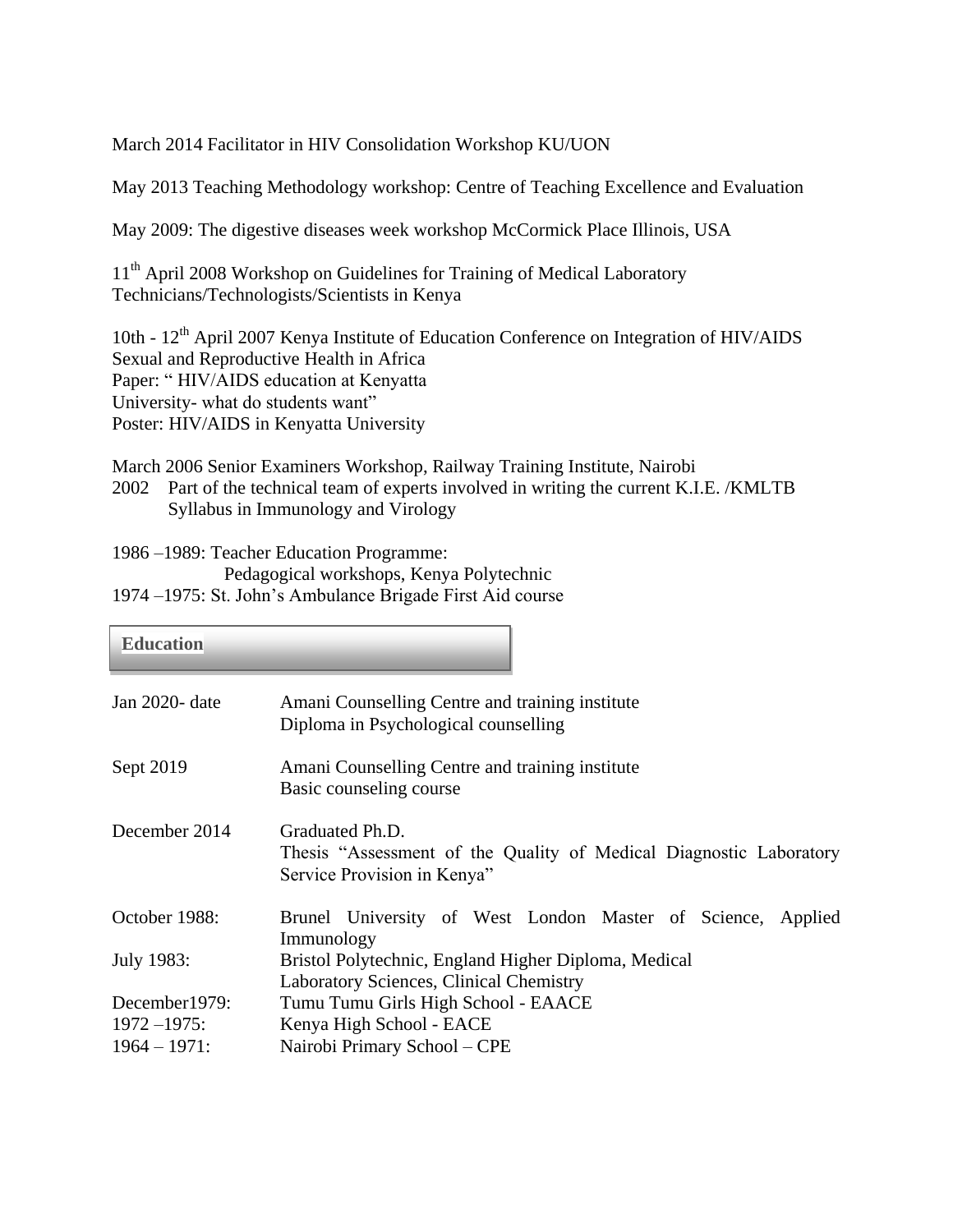March 2014 Facilitator in HIV Consolidation Workshop KU/UON

May 2013 Teaching Methodology workshop: Centre of Teaching Excellence and Evaluation

May 2009: The digestive diseases week workshop McCormick Place Illinois, USA

11th April 2008 Workshop on Guidelines for Training of Medical Laboratory Technicians/Technologists/Scientists in Kenya

10th - 12th April 2007 Kenya Institute of Education Conference on Integration of HIV/AIDS Sexual and Reproductive Health in Africa
Paper: " HIV/AIDS education at Kenyatta University- what do students want"
Poster: HIV/AIDS in Kenyatta University

March 2006 Senior Examiners Workshop, Railway Training Institute, Nairobi
2002 Part of the technical team of experts involved in writing the current K.I.E. /KMLTB Syllabus in Immunology and Virology

1986 –1989: Teacher Education Programme:
Pedagogical workshops, Kenya Polytechnic
1974 –1975: St. John's Ambulance Brigade First Aid course

## Education

| | |
|---|---|
| Jan 2020- date | Amani Counselling Centre and training institute<br>Diploma in Psychological counselling |
| Sept 2019 | Amani Counselling Centre and training institute<br>Basic counseling course |
| December 2014 | Graduated Ph.D.<br>Thesis "Assessment of the Quality of Medical Diagnostic Laboratory Service Provision in Kenya" |
| October 1988: | Brunel University of West London Master of Science, Applied Immunology |
| July 1983: | Bristol Polytechnic, England Higher Diploma, Medical Laboratory Sciences, Clinical Chemistry |
| December1979: | Tumu Tumu Girls High School - EAACE |
| 1972 –1975: | Kenya High School - EACE |
| 1964 – 1971: | Nairobi Primary School – CPE |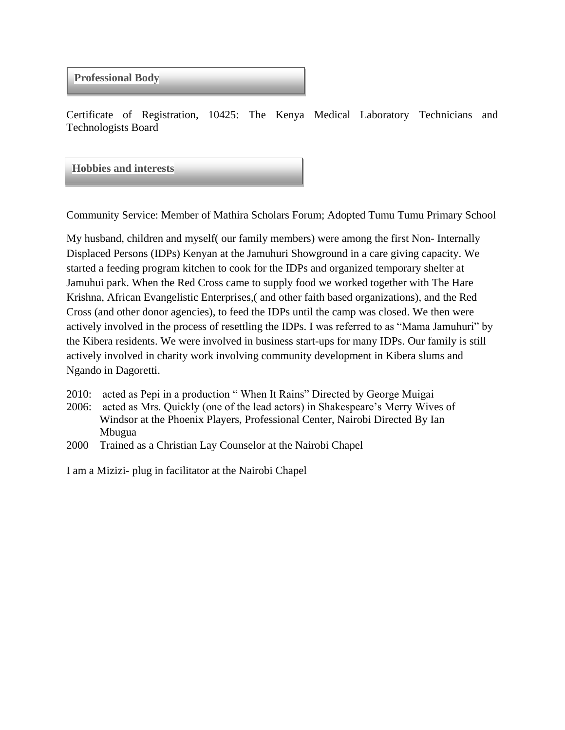## Professional Body

Certificate of Registration, 10425: The Kenya Medical Laboratory Technicians and Technologists Board

## Hobbies and interests

Community Service: Member of Mathira Scholars Forum; Adopted Tumu Tumu Primary School

My husband, children and myself( our family members) were among the first Non- Internally Displaced Persons (IDPs) Kenyan at the Jamuhuri Showground in a care giving capacity. We started a feeding program kitchen to cook for the IDPs and organized temporary shelter at Jamuhui park. When the Red Cross came to supply food we worked together with The Hare Krishna, African Evangelistic Enterprises,( and other faith based organizations), and the Red Cross (and other donor agencies), to feed the IDPs until the camp was closed. We then were actively involved in the process of resettling the IDPs. I was referred to as "Mama Jamuhuri" by the Kibera residents. We were involved in business start-ups for many IDPs. Our family is still actively involved in charity work involving community development in Kibera slums and Ngando in Dagoretti.

2010: acted as Pepi in a production " When It Rains" Directed by George Muigai
2006: acted as Mrs. Quickly (one of the lead actors) in Shakespeare's Merry Wives of Windsor at the Phoenix Players, Professional Center, Nairobi Directed By Ian Mbugua
2000 Trained as a Christian Lay Counselor at the Nairobi Chapel

I am a Mizizi- plug in facilitator at the Nairobi Chapel